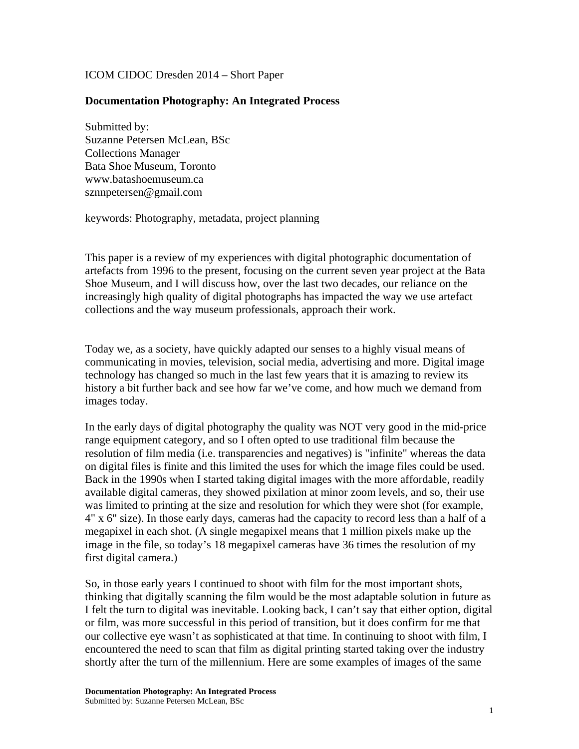ICOM CIDOC Dresden 2014 – Short Paper

# Documentation Photography: An Integrated Process

Submitted by:
Suzanne Petersen McLean, BSc
Collections Manager
Bata Shoe Museum, Toronto
www.batashoemuseum.ca
sznnpetersen@gmail.com

keywords: Photography, metadata, project planning

This paper is a review of my experiences with digital photographic documentation of artefacts from 1996 to the present, focusing on the current seven year project at the Bata Shoe Museum, and I will discuss how, over the last two decades, our reliance on the increasingly high quality of digital photographs has impacted the way we use artefact collections and the way museum professionals, approach their work.

Today we, as a society, have quickly adapted our senses to a highly visual means of communicating in movies, television, social media, advertising and more. Digital image technology has changed so much in the last few years that it is amazing to review its history a bit further back and see how far we've come, and how much we demand from images today.

In the early days of digital photography the quality was NOT very good in the mid-price range equipment category, and so I often opted to use traditional film because the resolution of film media (i.e. transparencies and negatives) is "infinite" whereas the data on digital files is finite and this limited the uses for which the image files could be used. Back in the 1990s when I started taking digital images with the more affordable, readily available digital cameras, they showed pixilation at minor zoom levels, and so, their use was limited to printing at the size and resolution for which they were shot (for example, 4" x 6" size). In those early days, cameras had the capacity to record less than a half of a megapixel in each shot. (A single megapixel means that 1 million pixels make up the image in the file, so today's 18 megapixel cameras have 36 times the resolution of my first digital camera.)

So, in those early years I continued to shoot with film for the most important shots, thinking that digitally scanning the film would be the most adaptable solution in future as I felt the turn to digital was inevitable. Looking back, I can't say that either option, digital or film, was more successful in this period of transition, but it does confirm for me that our collective eye wasn't as sophisticated at that time. In continuing to shoot with film, I encountered the need to scan that film as digital printing started taking over the industry shortly after the turn of the millennium. Here are some examples of images of the same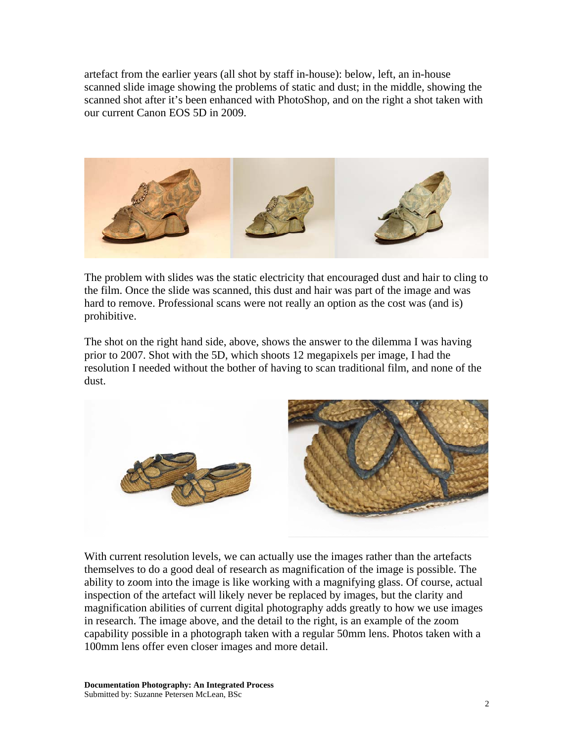artefact from the earlier years (all shot by staff in-house): below, left, an in-house scanned slide image showing the problems of static and dust; in the middle, showing the scanned shot after it's been enhanced with PhotoShop, and on the right a shot taken with our current Canon EOS 5D in 2009.

The problem with slides was the static electricity that encouraged dust and hair to cling to the film. Once the slide was scanned, this dust and hair was part of the image and was hard to remove. Professional scans were not really an option as the cost was (and is) prohibitive.

The shot on the right hand side, above, shows the answer to the dilemma I was having prior to 2007. Shot with the 5D, which shoots 12 megapixels per image, I had the resolution I needed without the bother of having to scan traditional film, and none of the dust.

With current resolution levels, we can actually use the images rather than the artefacts themselves to do a good deal of research as magnification of the image is possible. The ability to zoom into the image is like working with a magnifying glass. Of course, actual inspection of the artefact will likely never be replaced by images, but the clarity and magnification abilities of current digital photography adds greatly to how we use images in research. The image above, and the detail to the right, is an example of the zoom capability possible in a photograph taken with a regular 50mm lens. Photos taken with a 100mm lens offer even closer images and more detail.

**Documentation Photography: An Integrated Process**
Submitted by: Suzanne Petersen McLean, BSc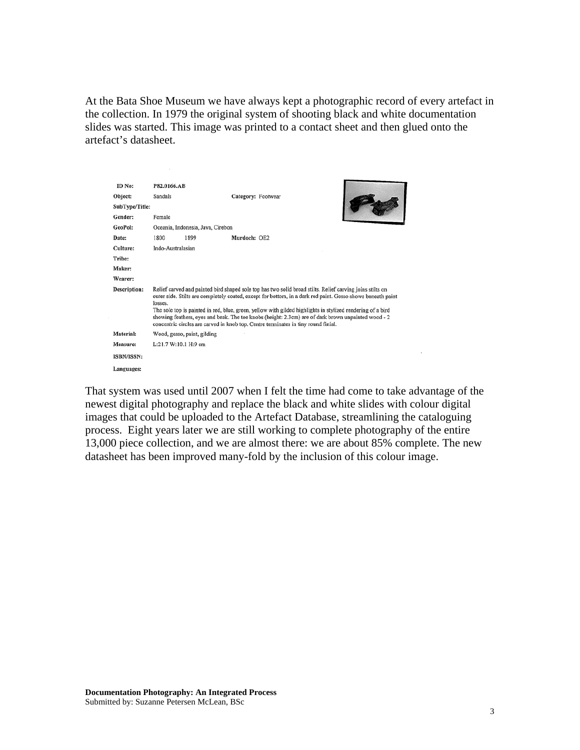At the Bata Shoe Museum we have always kept a photographic record of every artefact in the collection. In 1979 the original system of shooting black and white documentation slides was started. This image was printed to a contact sheet and then glued onto the artefact's datasheet.

| | | | |
|---|---|---|---|
| **ID No:** | **P82.0166.AB** | | |
| **Object:** | Sandals | **Category:** Footwear | |
| **SubType/Title:** | | | |
| **Gender:** | Female | | |
| **GeoPol:** | Oceania, Indonesia, Java, Cirebon | | |
| **Date:** | 1800 1899 | **Murdoch:** OE2 | |
| **Culture:** | Indo-Australasian | | |
| **Tribe:** | | | |
| **Maker:** | | | |
| **Wearer:** | | | |
| **Description:** | Relief carved and painted bird shaped sole top has two solid broad stilts. Relief carving joins stilts on outer side. Stilts are completely coated, except for bottom, in a dark red paint. Gesso shows beneath paint losses. The sole top is painted in red, blue, green, yellow with gilded highlights in stylized rendering of a bird showing feathers, eyes and beak. The toe knobs (height: 2.3cm) are of dark brown unpainted wood - 2 concentric circles are carved in knob top. Centre terminates in tiny round finial. | | |
| **Material:** | Wood, gesso, paint, gilding | | |
| **Measure:** | L:21.7 W:10.1 H:9 cm | | |
| **ISBN/ISSN:** | | | |
| **Languages:** | | | |

That system was used until 2007 when I felt the time had come to take advantage of the newest digital photography and replace the black and white slides with colour digital images that could be uploaded to the Artefact Database, streamlining the cataloguing process. Eight years later we are still working to complete photography of the entire 13,000 piece collection, and we are almost there: we are about 85% complete. The new datasheet has been improved many-fold by the inclusion of this colour image.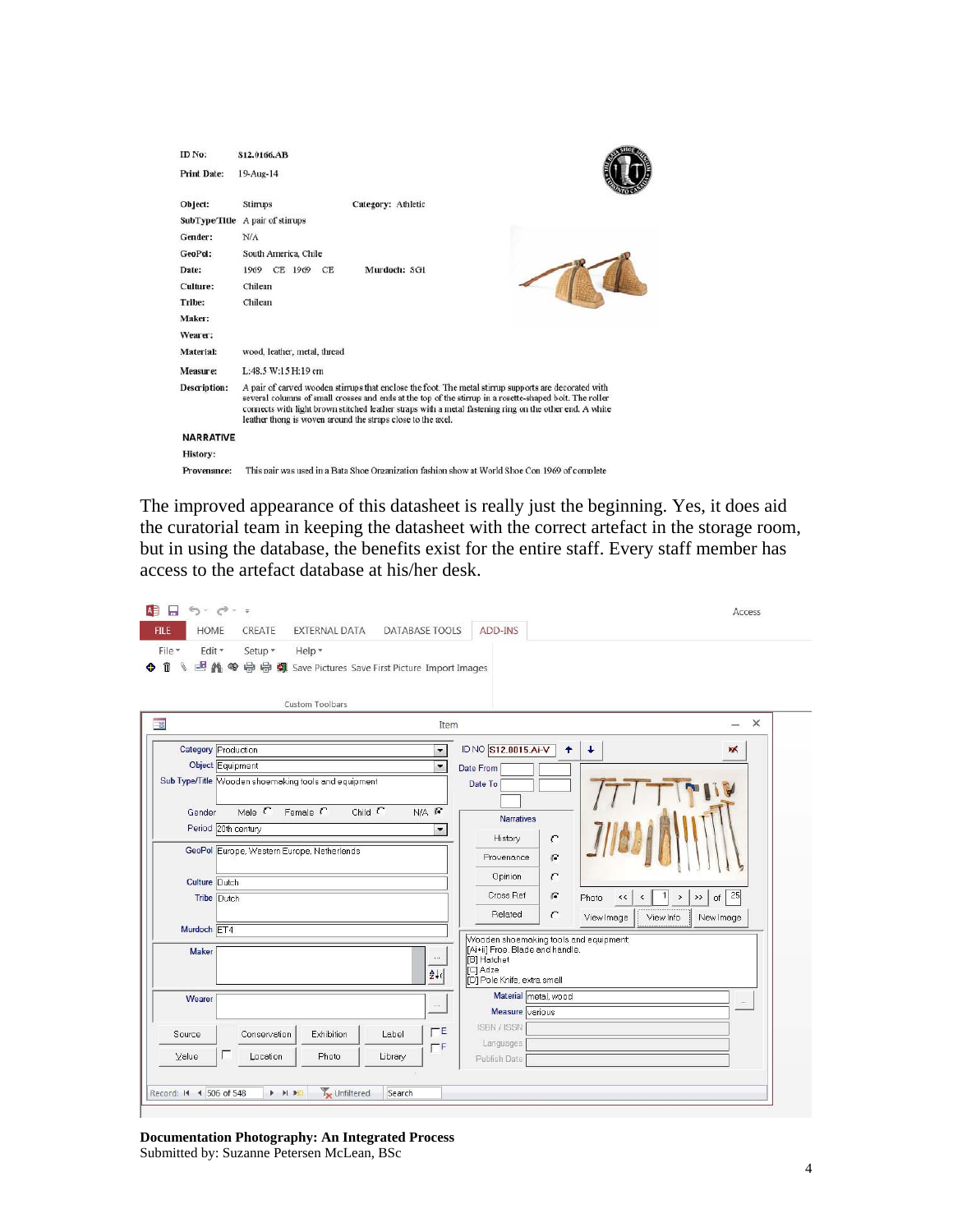| ID No: | S12.0166.AB | |
|---|---|---|
| Print Date: | 19-Aug-14 | |
| Object: | Stirrups | Category: Athletic |
| SubType/Title | A pair of stirrups | |
| Gender: | N/A | |
| GeoPol: | South America, Chile | |
| Date: | 1969 CE 1969 CE | Murdoch: SG1 |
| Culture: | Chilean | |
| Tribe: | Chilean | |
| Maker: | | |
| Wearer: | | |
| Material: | wood, leather, metal, thread | |
| Measure: | L:48.5 W:15 H:19 cm | |
| Description: | A pair of carved wooden stirrups that enclose the foot. The metal stirrup supports are decorated with several columns of small crosses and ends at the top of the stirrup in a rosette-shaped bolt. The roller connects with light brown stitched leather straps with a metal fastening ring on the other end. A white leather thong is woven around the straps close to the axel. | |

**NARRATIVE**

History:

Provenance: This pair was used in a Bata Shoe Organization fashion show at World Shoe Con 1969 of complete

The improved appearance of this datasheet is really just the beginning. Yes, it does aid the curatorial team in keeping the datasheet with the correct artefact in the storage room, but in using the database, the benefits exist for the entire staff. Every staff member has access to the artefact database at his/her desk.

**Documentation Photography: An Integrated Process**
Submitted by: Suzanne Petersen McLean, BSc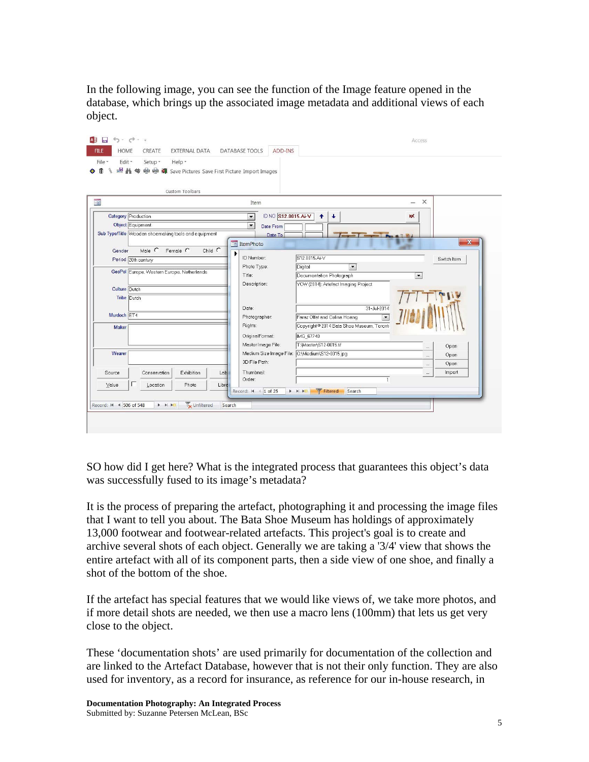In the following image, you can see the function of the Image feature opened in the database, which brings up the associated image metadata and additional views of each object.

SO how did I get here? What is the integrated process that guarantees this object's data was successfully fused to its image's metadata?

It is the process of preparing the artefact, photographing it and processing the image files that I want to tell you about. The Bata Shoe Museum has holdings of approximately 13,000 footwear and footwear-related artefacts. This project's goal is to create and archive several shots of each object. Generally we are taking a '3/4' view that shows the entire artefact with all of its component parts, then a side view of one shoe, and finally a shot of the bottom of the shoe.

If the artefact has special features that we would like views of, we take more photos, and if more detail shots are needed, we then use a macro lens (100mm) that lets us get very close to the object.

These 'documentation shots' are used primarily for documentation of the collection and are linked to the Artefact Database, however that is not their only function. They are also used for inventory, as a record for insurance, as reference for our in-house research, in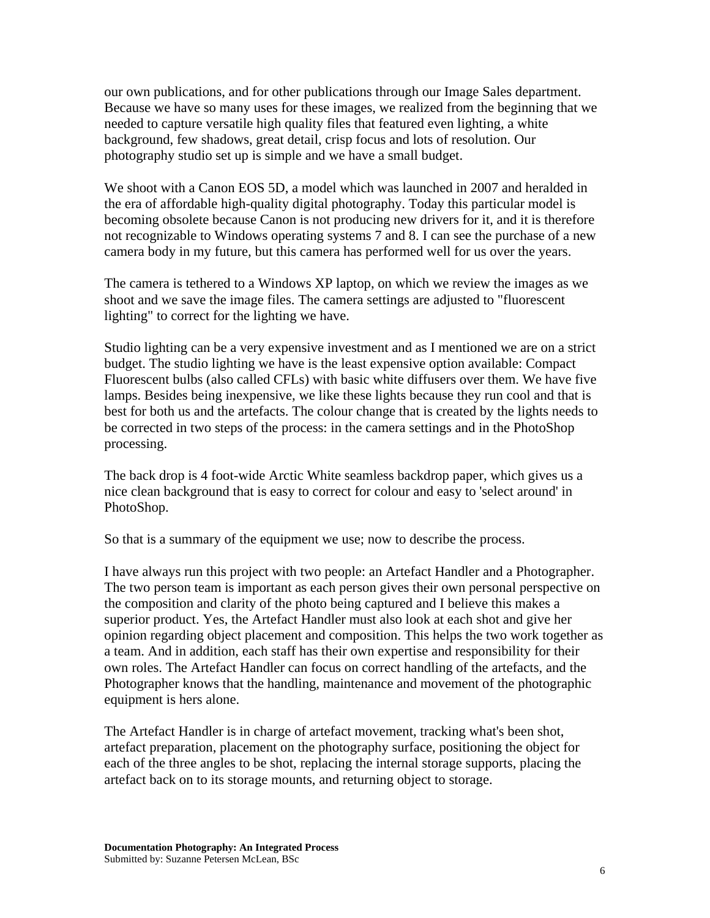our own publications, and for other publications through our Image Sales department. Because we have so many uses for these images, we realized from the beginning that we needed to capture versatile high quality files that featured even lighting, a white background, few shadows, great detail, crisp focus and lots of resolution. Our photography studio set up is simple and we have a small budget.

We shoot with a Canon EOS 5D, a model which was launched in 2007 and heralded in the era of affordable high-quality digital photography. Today this particular model is becoming obsolete because Canon is not producing new drivers for it, and it is therefore not recognizable to Windows operating systems 7 and 8. I can see the purchase of a new camera body in my future, but this camera has performed well for us over the years.

The camera is tethered to a Windows XP laptop, on which we review the images as we shoot and we save the image files. The camera settings are adjusted to "fluorescent lighting" to correct for the lighting we have.

Studio lighting can be a very expensive investment and as I mentioned we are on a strict budget. The studio lighting we have is the least expensive option available: Compact Fluorescent bulbs (also called CFLs) with basic white diffusers over them. We have five lamps. Besides being inexpensive, we like these lights because they run cool and that is best for both us and the artefacts. The colour change that is created by the lights needs to be corrected in two steps of the process: in the camera settings and in the PhotoShop processing.

The back drop is 4 foot-wide Arctic White seamless backdrop paper, which gives us a nice clean background that is easy to correct for colour and easy to 'select around' in PhotoShop.

So that is a summary of the equipment we use; now to describe the process.

I have always run this project with two people: an Artefact Handler and a Photographer. The two person team is important as each person gives their own personal perspective on the composition and clarity of the photo being captured and I believe this makes a superior product. Yes, the Artefact Handler must also look at each shot and give her opinion regarding object placement and composition. This helps the two work together as a team. And in addition, each staff has their own expertise and responsibility for their own roles. The Artefact Handler can focus on correct handling of the artefacts, and the Photographer knows that the handling, maintenance and movement of the photographic equipment is hers alone.

The Artefact Handler is in charge of artefact movement, tracking what's been shot, artefact preparation, placement on the photography surface, positioning the object for each of the three angles to be shot, replacing the internal storage supports, placing the artefact back on to its storage mounts, and returning object to storage.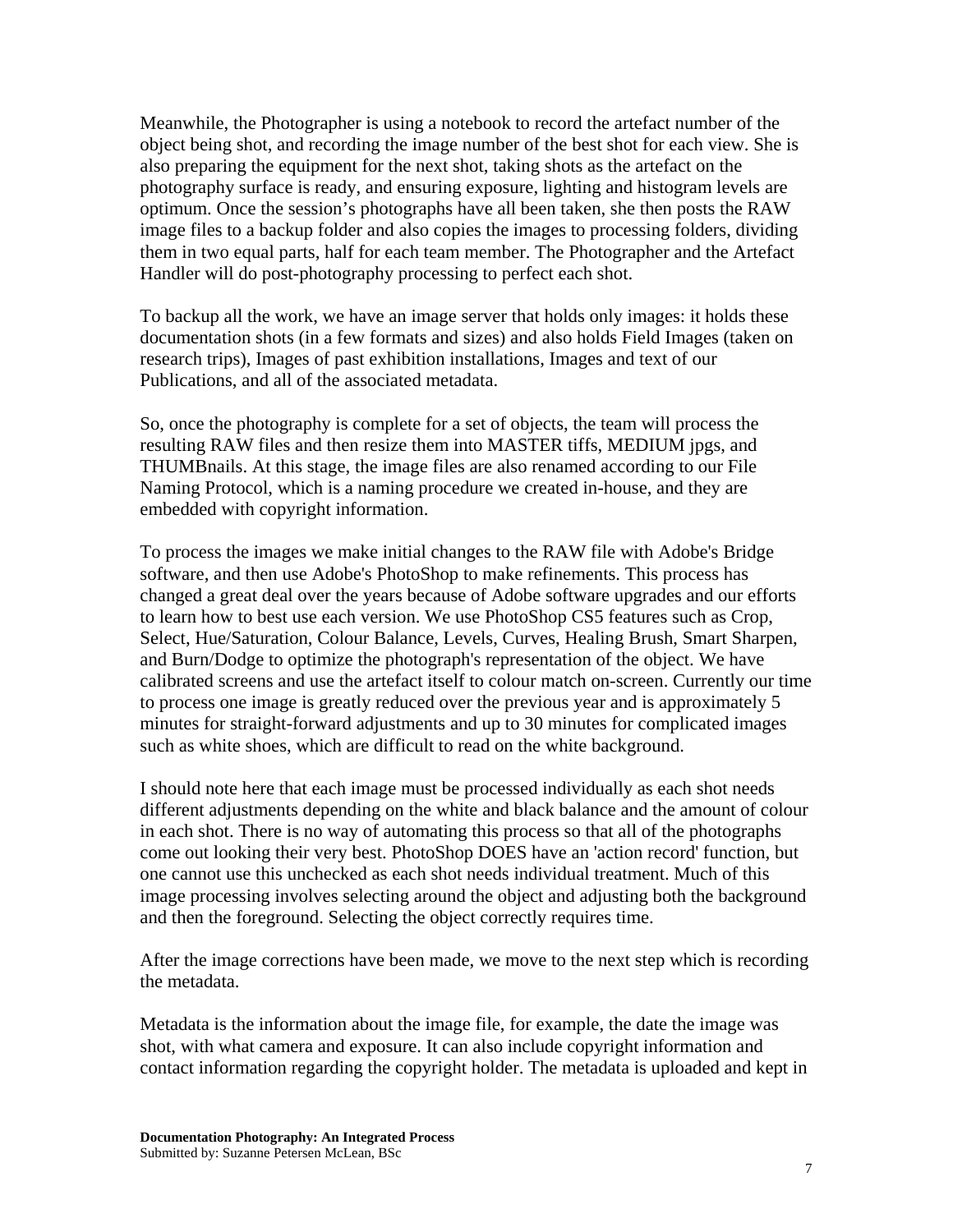Meanwhile, the Photographer is using a notebook to record the artefact number of the object being shot, and recording the image number of the best shot for each view. She is also preparing the equipment for the next shot, taking shots as the artefact on the photography surface is ready, and ensuring exposure, lighting and histogram levels are optimum. Once the session's photographs have all been taken, she then posts the RAW image files to a backup folder and also copies the images to processing folders, dividing them in two equal parts, half for each team member. The Photographer and the Artefact Handler will do post-photography processing to perfect each shot.

To backup all the work, we have an image server that holds only images: it holds these documentation shots (in a few formats and sizes) and also holds Field Images (taken on research trips), Images of past exhibition installations, Images and text of our Publications, and all of the associated metadata.

So, once the photography is complete for a set of objects, the team will process the resulting RAW files and then resize them into MASTER tiffs, MEDIUM jpgs, and THUMBnails. At this stage, the image files are also renamed according to our File Naming Protocol, which is a naming procedure we created in-house, and they are embedded with copyright information.

To process the images we make initial changes to the RAW file with Adobe's Bridge software, and then use Adobe's PhotoShop to make refinements. This process has changed a great deal over the years because of Adobe software upgrades and our efforts to learn how to best use each version. We use PhotoShop CS5 features such as Crop, Select, Hue/Saturation, Colour Balance, Levels, Curves, Healing Brush, Smart Sharpen, and Burn/Dodge to optimize the photograph's representation of the object. We have calibrated screens and use the artefact itself to colour match on-screen. Currently our time to process one image is greatly reduced over the previous year and is approximately 5 minutes for straight-forward adjustments and up to 30 minutes for complicated images such as white shoes, which are difficult to read on the white background.

I should note here that each image must be processed individually as each shot needs different adjustments depending on the white and black balance and the amount of colour in each shot. There is no way of automating this process so that all of the photographs come out looking their very best. PhotoShop DOES have an 'action record' function, but one cannot use this unchecked as each shot needs individual treatment. Much of this image processing involves selecting around the object and adjusting both the background and then the foreground. Selecting the object correctly requires time.

After the image corrections have been made, we move to the next step which is recording the metadata.

Metadata is the information about the image file, for example, the date the image was shot, with what camera and exposure. It can also include copyright information and contact information regarding the copyright holder. The metadata is uploaded and kept in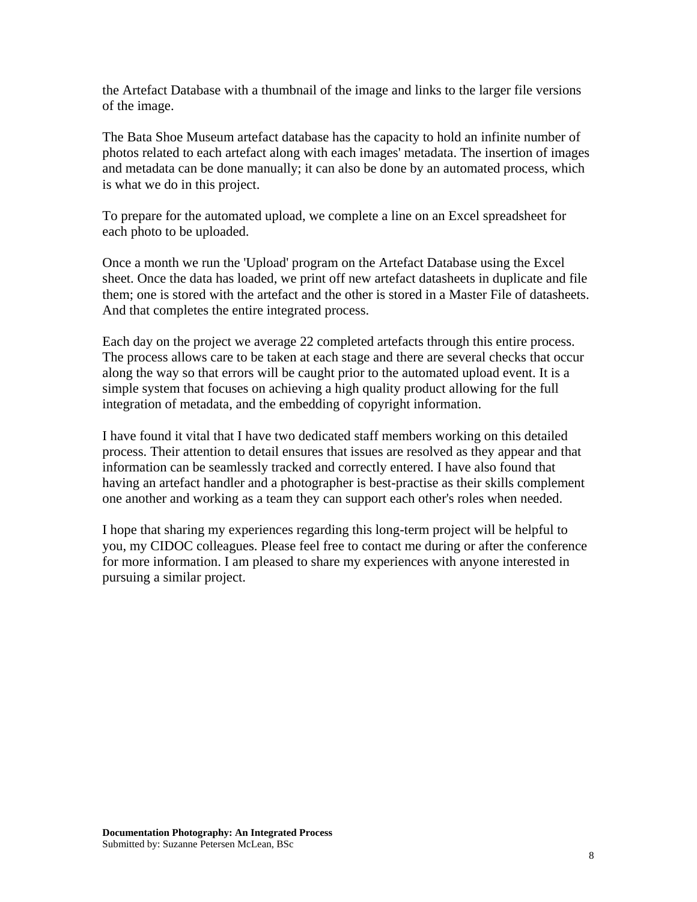the Artefact Database with a thumbnail of the image and links to the larger file versions of the image.

The Bata Shoe Museum artefact database has the capacity to hold an infinite number of photos related to each artefact along with each images' metadata. The insertion of images and metadata can be done manually; it can also be done by an automated process, which is what we do in this project.

To prepare for the automated upload, we complete a line on an Excel spreadsheet for each photo to be uploaded.

Once a month we run the 'Upload' program on the Artefact Database using the Excel sheet. Once the data has loaded, we print off new artefact datasheets in duplicate and file them; one is stored with the artefact and the other is stored in a Master File of datasheets. And that completes the entire integrated process.

Each day on the project we average 22 completed artefacts through this entire process. The process allows care to be taken at each stage and there are several checks that occur along the way so that errors will be caught prior to the automated upload event. It is a simple system that focuses on achieving a high quality product allowing for the full integration of metadata, and the embedding of copyright information.

I have found it vital that I have two dedicated staff members working on this detailed process. Their attention to detail ensures that issues are resolved as they appear and that information can be seamlessly tracked and correctly entered. I have also found that having an artefact handler and a photographer is best-practise as their skills complement one another and working as a team they can support each other's roles when needed.

I hope that sharing my experiences regarding this long-term project will be helpful to you, my CIDOC colleagues. Please feel free to contact me during or after the conference for more information. I am pleased to share my experiences with anyone interested in pursuing a similar project.